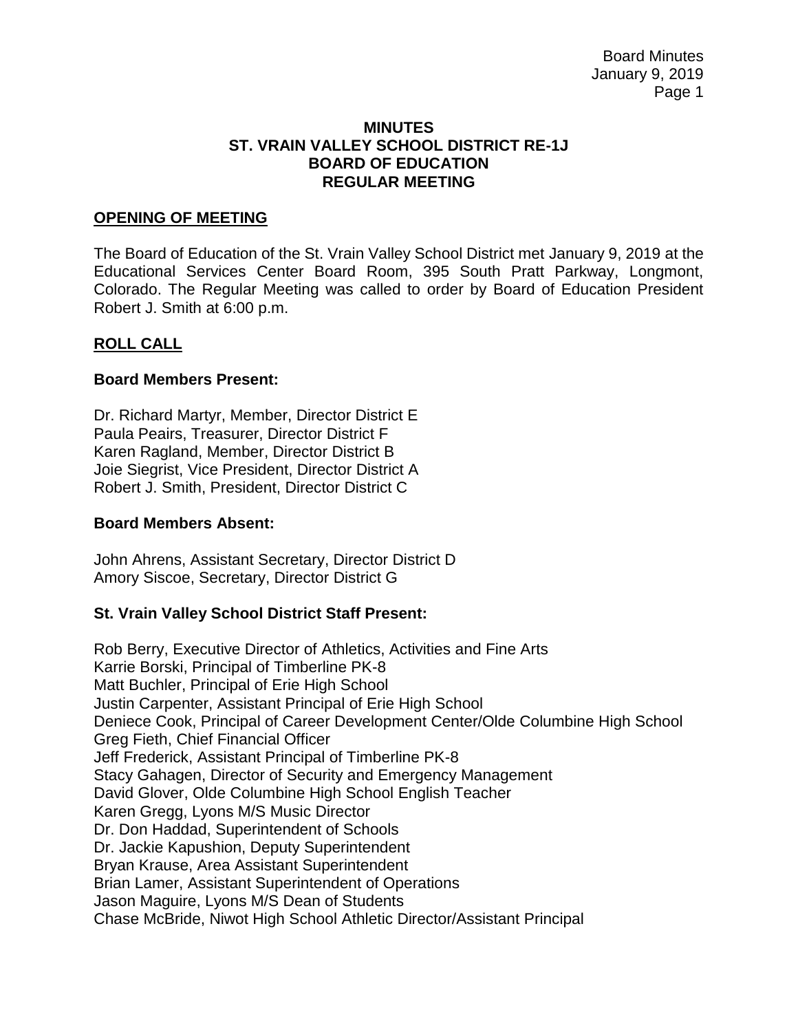# MINUTES
# ST. VRAIN VALLEY SCHOOL DISTRICT RE-1J
# BOARD OF EDUCATION
# REGULAR MEETING

## OPENING OF MEETING

The Board of Education of the St. Vrain Valley School District met January 9, 2019 at the Educational Services Center Board Room, 395 South Pratt Parkway, Longmont, Colorado. The Regular Meeting was called to order by Board of Education President Robert J. Smith at 6:00 p.m.

## ROLL CALL

### Board Members Present:

Dr. Richard Martyr, Member, Director District E
Paula Peairs, Treasurer, Director District F
Karen Ragland, Member, Director District B
Joie Siegrist, Vice President, Director District A
Robert J. Smith, President, Director District C

### Board Members Absent:

John Ahrens, Assistant Secretary, Director District D
Amory Siscoe, Secretary, Director District G

### St. Vrain Valley School District Staff Present:

Rob Berry, Executive Director of Athletics, Activities and Fine Arts
Karrie Borski, Principal of Timberline PK-8
Matt Buchler, Principal of Erie High School
Justin Carpenter, Assistant Principal of Erie High School
Deniece Cook, Principal of Career Development Center/Olde Columbine High School
Greg Fieth, Chief Financial Officer
Jeff Frederick, Assistant Principal of Timberline PK-8
Stacy Gahagen, Director of Security and Emergency Management
David Glover, Olde Columbine High School English Teacher
Karen Gregg, Lyons M/S Music Director
Dr. Don Haddad, Superintendent of Schools
Dr. Jackie Kapushion, Deputy Superintendent
Bryan Krause, Area Assistant Superintendent
Brian Lamer, Assistant Superintendent of Operations
Jason Maguire, Lyons M/S Dean of Students
Chase McBride, Niwot High School Athletic Director/Assistant Principal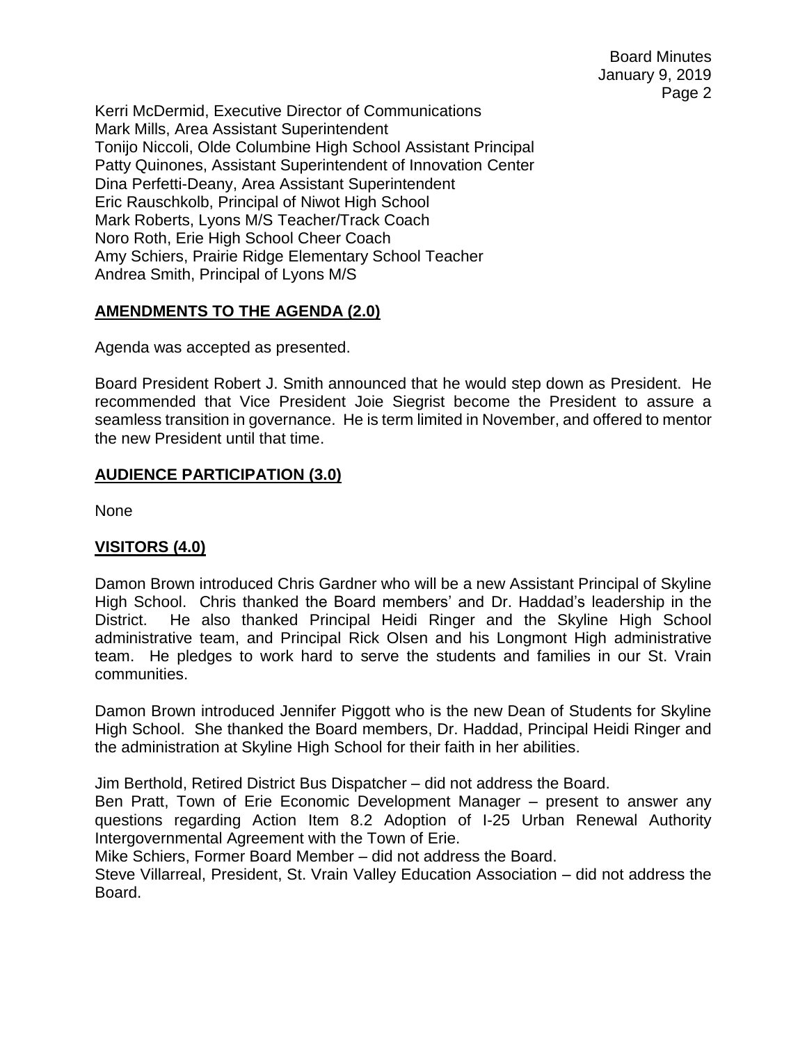Kerri McDermid, Executive Director of Communications
Mark Mills, Area Assistant Superintendent
Tonijo Niccoli, Olde Columbine High School Assistant Principal
Patty Quinones, Assistant Superintendent of Innovation Center
Dina Perfetti-Deany, Area Assistant Superintendent
Eric Rauschkolb, Principal of Niwot High School
Mark Roberts, Lyons M/S Teacher/Track Coach
Noro Roth, Erie High School Cheer Coach
Amy Schiers, Prairie Ridge Elementary School Teacher
Andrea Smith, Principal of Lyons M/S

## AMENDMENTS TO THE AGENDA (2.0)

Agenda was accepted as presented.

Board President Robert J. Smith announced that he would step down as President. He recommended that Vice President Joie Siegrist become the President to assure a seamless transition in governance. He is term limited in November, and offered to mentor the new President until that time.

## AUDIENCE PARTICIPATION (3.0)

None

## VISITORS (4.0)

Damon Brown introduced Chris Gardner who will be a new Assistant Principal of Skyline High School. Chris thanked the Board members' and Dr. Haddad's leadership in the District. He also thanked Principal Heidi Ringer and the Skyline High School administrative team, and Principal Rick Olsen and his Longmont High administrative team. He pledges to work hard to serve the students and families in our St. Vrain communities.

Damon Brown introduced Jennifer Piggott who is the new Dean of Students for Skyline High School. She thanked the Board members, Dr. Haddad, Principal Heidi Ringer and the administration at Skyline High School for their faith in her abilities.

Jim Berthold, Retired District Bus Dispatcher – did not address the Board.
Ben Pratt, Town of Erie Economic Development Manager – present to answer any questions regarding Action Item 8.2 Adoption of I-25 Urban Renewal Authority Intergovernmental Agreement with the Town of Erie.
Mike Schiers, Former Board Member – did not address the Board.
Steve Villarreal, President, St. Vrain Valley Education Association – did not address the Board.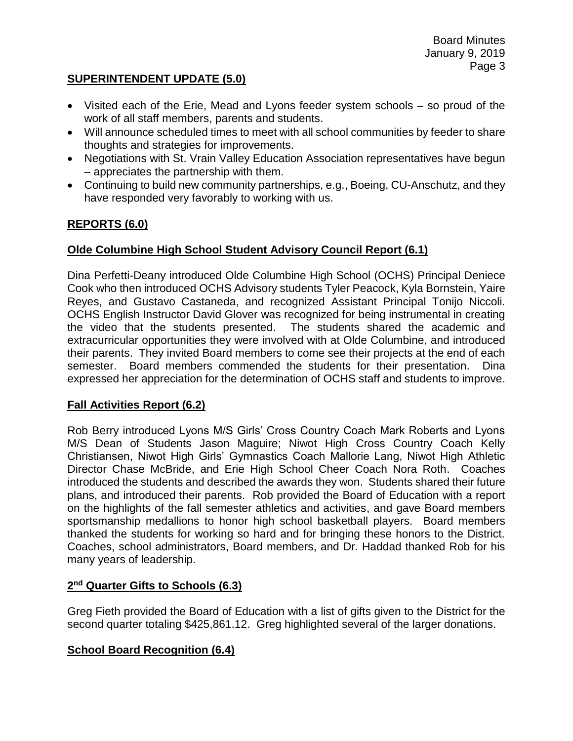## SUPERINTENDENT UPDATE (5.0)

- Visited each of the Erie, Mead and Lyons feeder system schools – so proud of the work of all staff members, parents and students.
- Will announce scheduled times to meet with all school communities by feeder to share thoughts and strategies for improvements.
- Negotiations with St. Vrain Valley Education Association representatives have begun – appreciates the partnership with them.
- Continuing to build new community partnerships, e.g., Boeing, CU-Anschutz, and they have responded very favorably to working with us.

## REPORTS (6.0)

### Olde Columbine High School Student Advisory Council Report (6.1)

Dina Perfetti-Deany introduced Olde Columbine High School (OCHS) Principal Deniece Cook who then introduced OCHS Advisory students Tyler Peacock, Kyla Bornstein, Yaire Reyes, and Gustavo Castaneda, and recognized Assistant Principal Tonijo Niccoli. OCHS English Instructor David Glover was recognized for being instrumental in creating the video that the students presented. The students shared the academic and extracurricular opportunities they were involved with at Olde Columbine, and introduced their parents. They invited Board members to come see their projects at the end of each semester. Board members commended the students for their presentation. Dina expressed her appreciation for the determination of OCHS staff and students to improve.

### Fall Activities Report (6.2)

Rob Berry introduced Lyons M/S Girls' Cross Country Coach Mark Roberts and Lyons M/S Dean of Students Jason Maguire; Niwot High Cross Country Coach Kelly Christiansen, Niwot High Girls' Gymnastics Coach Mallorie Lang, Niwot High Athletic Director Chase McBride, and Erie High School Cheer Coach Nora Roth. Coaches introduced the students and described the awards they won. Students shared their future plans, and introduced their parents. Rob provided the Board of Education with a report on the highlights of the fall semester athletics and activities, and gave Board members sportsmanship medallions to honor high school basketball players. Board members thanked the students for working so hard and for bringing these honors to the District. Coaches, school administrators, Board members, and Dr. Haddad thanked Rob for his many years of leadership.

### 2nd Quarter Gifts to Schools (6.3)

Greg Fieth provided the Board of Education with a list of gifts given to the District for the second quarter totaling $425,861.12. Greg highlighted several of the larger donations.

### School Board Recognition (6.4)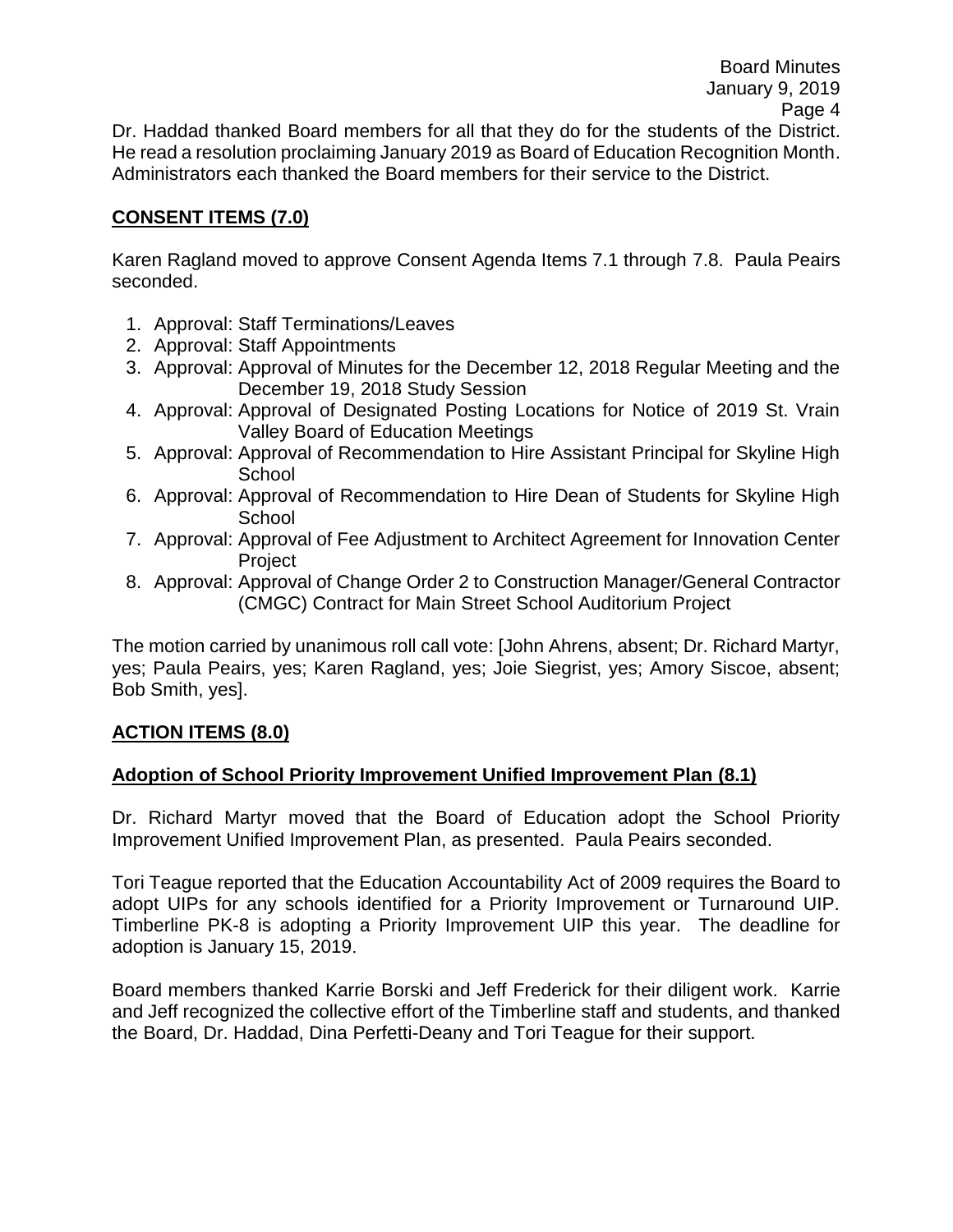Dr. Haddad thanked Board members for all that they do for the students of the District. He read a resolution proclaiming January 2019 as Board of Education Recognition Month. Administrators each thanked the Board members for their service to the District.

## CONSENT ITEMS (7.0)

Karen Ragland moved to approve Consent Agenda Items 7.1 through 7.8. Paula Peairs seconded.

1. Approval: Staff Terminations/Leaves
2. Approval: Staff Appointments
3. Approval: Approval of Minutes for the December 12, 2018 Regular Meeting and the December 19, 2018 Study Session
4. Approval: Approval of Designated Posting Locations for Notice of 2019 St. Vrain Valley Board of Education Meetings
5. Approval: Approval of Recommendation to Hire Assistant Principal for Skyline High School
6. Approval: Approval of Recommendation to Hire Dean of Students for Skyline High School
7. Approval: Approval of Fee Adjustment to Architect Agreement for Innovation Center Project
8. Approval: Approval of Change Order 2 to Construction Manager/General Contractor (CMGC) Contract for Main Street School Auditorium Project

The motion carried by unanimous roll call vote: [John Ahrens, absent; Dr. Richard Martyr, yes; Paula Peairs, yes; Karen Ragland, yes; Joie Siegrist, yes; Amory Siscoe, absent; Bob Smith, yes].

## ACTION ITEMS (8.0)

### Adoption of School Priority Improvement Unified Improvement Plan (8.1)

Dr. Richard Martyr moved that the Board of Education adopt the School Priority Improvement Unified Improvement Plan, as presented. Paula Peairs seconded.

Tori Teague reported that the Education Accountability Act of 2009 requires the Board to adopt UIPs for any schools identified for a Priority Improvement or Turnaround UIP. Timberline PK-8 is adopting a Priority Improvement UIP this year. The deadline for adoption is January 15, 2019.

Board members thanked Karrie Borski and Jeff Frederick for their diligent work. Karrie and Jeff recognized the collective effort of the Timberline staff and students, and thanked the Board, Dr. Haddad, Dina Perfetti-Deany and Tori Teague for their support.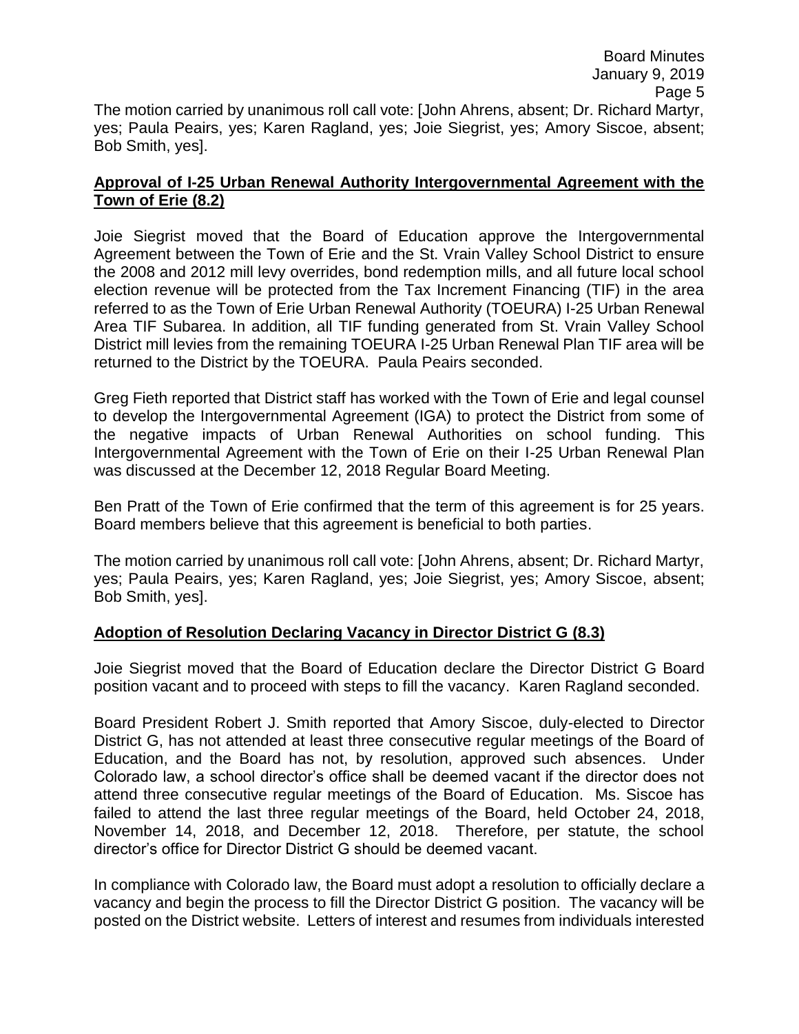The motion carried by unanimous roll call vote: [John Ahrens, absent; Dr. Richard Martyr, yes; Paula Peairs, yes; Karen Ragland, yes; Joie Siegrist, yes; Amory Siscoe, absent; Bob Smith, yes].

**Approval of I-25 Urban Renewal Authority Intergovernmental Agreement with the Town of Erie (8.2)**

Joie Siegrist moved that the Board of Education approve the Intergovernmental Agreement between the Town of Erie and the St. Vrain Valley School District to ensure the 2008 and 2012 mill levy overrides, bond redemption mills, and all future local school election revenue will be protected from the Tax Increment Financing (TIF) in the area referred to as the Town of Erie Urban Renewal Authority (TOEURA) I-25 Urban Renewal Area TIF Subarea. In addition, all TIF funding generated from St. Vrain Valley School District mill levies from the remaining TOEURA I-25 Urban Renewal Plan TIF area will be returned to the District by the TOEURA. Paula Peairs seconded.

Greg Fieth reported that District staff has worked with the Town of Erie and legal counsel to develop the Intergovernmental Agreement (IGA) to protect the District from some of the negative impacts of Urban Renewal Authorities on school funding. This Intergovernmental Agreement with the Town of Erie on their I-25 Urban Renewal Plan was discussed at the December 12, 2018 Regular Board Meeting.

Ben Pratt of the Town of Erie confirmed that the term of this agreement is for 25 years. Board members believe that this agreement is beneficial to both parties.

The motion carried by unanimous roll call vote: [John Ahrens, absent; Dr. Richard Martyr, yes; Paula Peairs, yes; Karen Ragland, yes; Joie Siegrist, yes; Amory Siscoe, absent; Bob Smith, yes].

**Adoption of Resolution Declaring Vacancy in Director District G (8.3)**

Joie Siegrist moved that the Board of Education declare the Director District G Board position vacant and to proceed with steps to fill the vacancy. Karen Ragland seconded.

Board President Robert J. Smith reported that Amory Siscoe, duly-elected to Director District G, has not attended at least three consecutive regular meetings of the Board of Education, and the Board has not, by resolution, approved such absences. Under Colorado law, a school director's office shall be deemed vacant if the director does not attend three consecutive regular meetings of the Board of Education. Ms. Siscoe has failed to attend the last three regular meetings of the Board, held October 24, 2018, November 14, 2018, and December 12, 2018. Therefore, per statute, the school director's office for Director District G should be deemed vacant.

In compliance with Colorado law, the Board must adopt a resolution to officially declare a vacancy and begin the process to fill the Director District G position. The vacancy will be posted on the District website. Letters of interest and resumes from individuals interested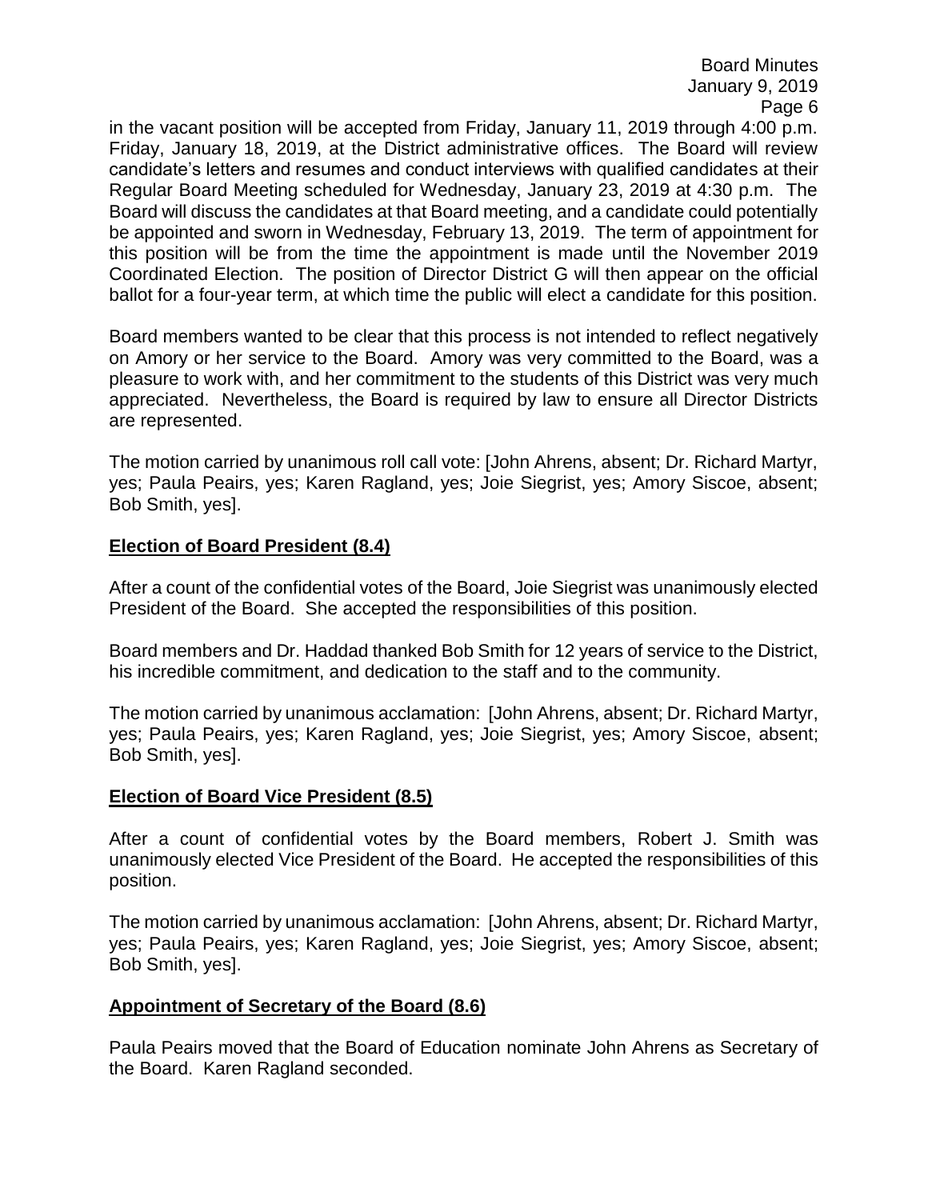in the vacant position will be accepted from Friday, January 11, 2019 through 4:00 p.m. Friday, January 18, 2019, at the District administrative offices. The Board will review candidate's letters and resumes and conduct interviews with qualified candidates at their Regular Board Meeting scheduled for Wednesday, January 23, 2019 at 4:30 p.m. The Board will discuss the candidates at that Board meeting, and a candidate could potentially be appointed and sworn in Wednesday, February 13, 2019. The term of appointment for this position will be from the time the appointment is made until the November 2019 Coordinated Election. The position of Director District G will then appear on the official ballot for a four-year term, at which time the public will elect a candidate for this position.

Board members wanted to be clear that this process is not intended to reflect negatively on Amory or her service to the Board. Amory was very committed to the Board, was a pleasure to work with, and her commitment to the students of this District was very much appreciated. Nevertheless, the Board is required by law to ensure all Director Districts are represented.

The motion carried by unanimous roll call vote: [John Ahrens, absent; Dr. Richard Martyr, yes; Paula Peairs, yes; Karen Ragland, yes; Joie Siegrist, yes; Amory Siscoe, absent; Bob Smith, yes].

**Election of Board President (8.4)**

After a count of the confidential votes of the Board, Joie Siegrist was unanimously elected President of the Board. She accepted the responsibilities of this position.

Board members and Dr. Haddad thanked Bob Smith for 12 years of service to the District, his incredible commitment, and dedication to the staff and to the community.

The motion carried by unanimous acclamation: [John Ahrens, absent; Dr. Richard Martyr, yes; Paula Peairs, yes; Karen Ragland, yes; Joie Siegrist, yes; Amory Siscoe, absent; Bob Smith, yes].

**Election of Board Vice President (8.5)**

After a count of confidential votes by the Board members, Robert J. Smith was unanimously elected Vice President of the Board. He accepted the responsibilities of this position.

The motion carried by unanimous acclamation: [John Ahrens, absent; Dr. Richard Martyr, yes; Paula Peairs, yes; Karen Ragland, yes; Joie Siegrist, yes; Amory Siscoe, absent; Bob Smith, yes].

**Appointment of Secretary of the Board (8.6)**

Paula Peairs moved that the Board of Education nominate John Ahrens as Secretary of the Board. Karen Ragland seconded.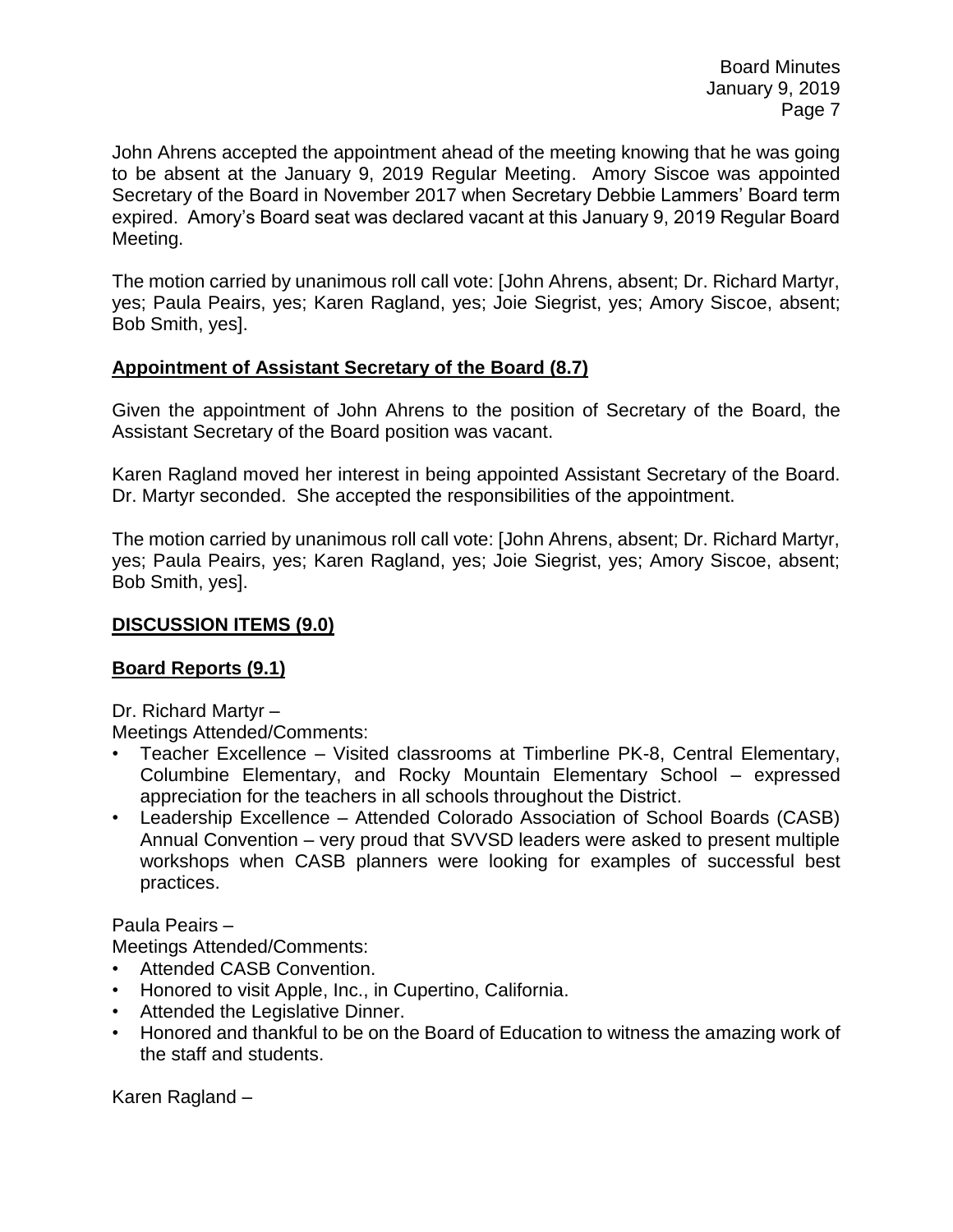John Ahrens accepted the appointment ahead of the meeting knowing that he was going to be absent at the January 9, 2019 Regular Meeting. Amory Siscoe was appointed Secretary of the Board in November 2017 when Secretary Debbie Lammers' Board term expired. Amory's Board seat was declared vacant at this January 9, 2019 Regular Board Meeting.

The motion carried by unanimous roll call vote: [John Ahrens, absent; Dr. Richard Martyr, yes; Paula Peairs, yes; Karen Ragland, yes; Joie Siegrist, yes; Amory Siscoe, absent; Bob Smith, yes].

**Appointment of Assistant Secretary of the Board (8.7)**

Given the appointment of John Ahrens to the position of Secretary of the Board, the Assistant Secretary of the Board position was vacant.

Karen Ragland moved her interest in being appointed Assistant Secretary of the Board. Dr. Martyr seconded. She accepted the responsibilities of the appointment.

The motion carried by unanimous roll call vote: [John Ahrens, absent; Dr. Richard Martyr, yes; Paula Peairs, yes; Karen Ragland, yes; Joie Siegrist, yes; Amory Siscoe, absent; Bob Smith, yes].

**DISCUSSION ITEMS (9.0)**

**Board Reports (9.1)**

Dr. Richard Martyr –
Meetings Attended/Comments:

- Teacher Excellence – Visited classrooms at Timberline PK-8, Central Elementary, Columbine Elementary, and Rocky Mountain Elementary School – expressed appreciation for the teachers in all schools throughout the District.
- Leadership Excellence – Attended Colorado Association of School Boards (CASB) Annual Convention – very proud that SVVSD leaders were asked to present multiple workshops when CASB planners were looking for examples of successful best practices.

Paula Peairs –
Meetings Attended/Comments:

- Attended CASB Convention.
- Honored to visit Apple, Inc., in Cupertino, California.
- Attended the Legislative Dinner.
- Honored and thankful to be on the Board of Education to witness the amazing work of the staff and students.

Karen Ragland –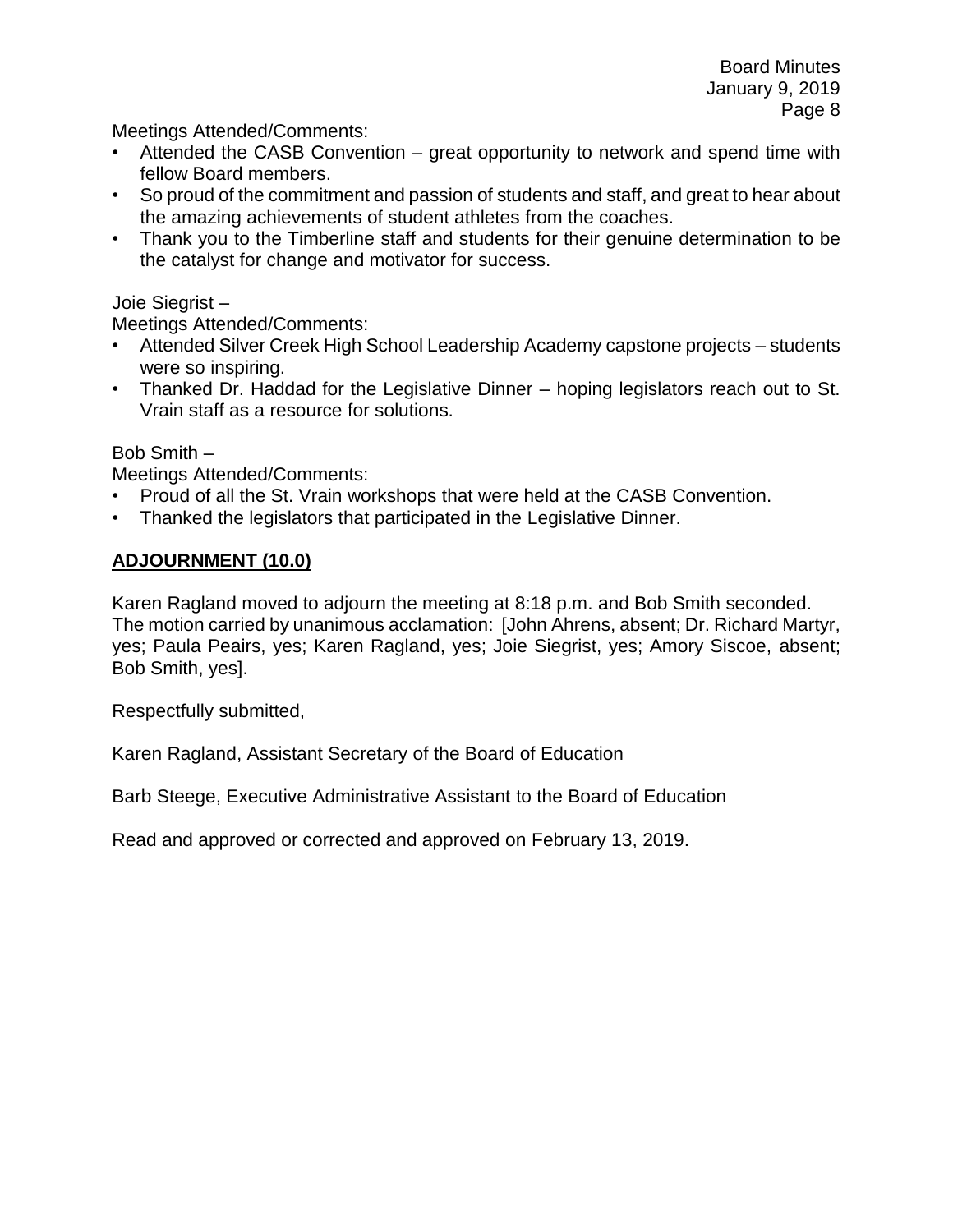Meetings Attended/Comments:

- Attended the CASB Convention – great opportunity to network and spend time with fellow Board members.
- So proud of the commitment and passion of students and staff, and great to hear about the amazing achievements of student athletes from the coaches.
- Thank you to the Timberline staff and students for their genuine determination to be the catalyst for change and motivator for success.

Joie Siegrist –

Meetings Attended/Comments:

- Attended Silver Creek High School Leadership Academy capstone projects – students were so inspiring.
- Thanked Dr. Haddad for the Legislative Dinner – hoping legislators reach out to St. Vrain staff as a resource for solutions.

Bob Smith –

Meetings Attended/Comments:

- Proud of all the St. Vrain workshops that were held at the CASB Convention.
- Thanked the legislators that participated in the Legislative Dinner.

**ADJOURNMENT (10.0)**

Karen Ragland moved to adjourn the meeting at 8:18 p.m. and Bob Smith seconded. The motion carried by unanimous acclamation: [John Ahrens, absent; Dr. Richard Martyr, yes; Paula Peairs, yes; Karen Ragland, yes; Joie Siegrist, yes; Amory Siscoe, absent; Bob Smith, yes].

Respectfully submitted,

Karen Ragland, Assistant Secretary of the Board of Education

Barb Steege, Executive Administrative Assistant to the Board of Education

Read and approved or corrected and approved on February 13, 2019.